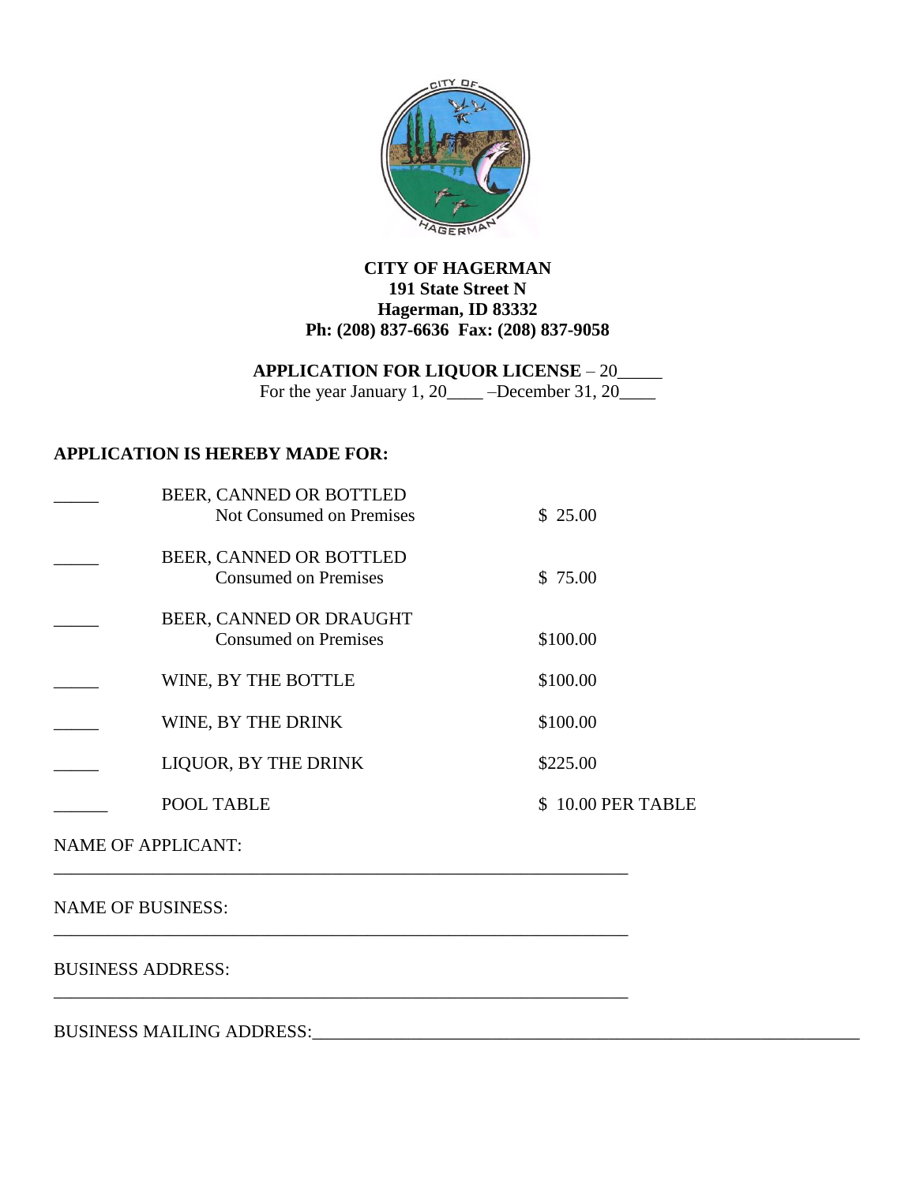**CITY OF HAGERMAN**
**191 State Street N**
**Hagerman, ID 83332**
**Ph: (208) 837-6636 Fax: (208) 837-9058**

**APPLICATION FOR LIQUOR LICENSE** – 20_____
For the year January 1, 20____ –December 31, 20____

**APPLICATION IS HEREBY MADE FOR:**

| | | |
|---|---|---|
| _____ | BEER, CANNED OR BOTTLED<br>Not Consumed on Premises | $ 25.00 |
| _____ | BEER, CANNED OR BOTTLED<br>Consumed on Premises | $ 75.00 |
| _____ | BEER, CANNED OR DRAUGHT<br>Consumed on Premises | $100.00 |
| _____ | WINE, BY THE BOTTLE | $100.00 |
| _____ | WINE, BY THE DRINK | $100.00 |
| _____ | LIQUOR, BY THE DRINK | $225.00 |
| ______ | POOL TABLE | $ 10.00 PER TABLE |

NAME OF APPLICANT:
_________________________________________________________________

NAME OF BUSINESS:
_________________________________________________________________

BUSINESS ADDRESS:
_________________________________________________________________

BUSINESS MAILING ADDRESS:______________________________________________________________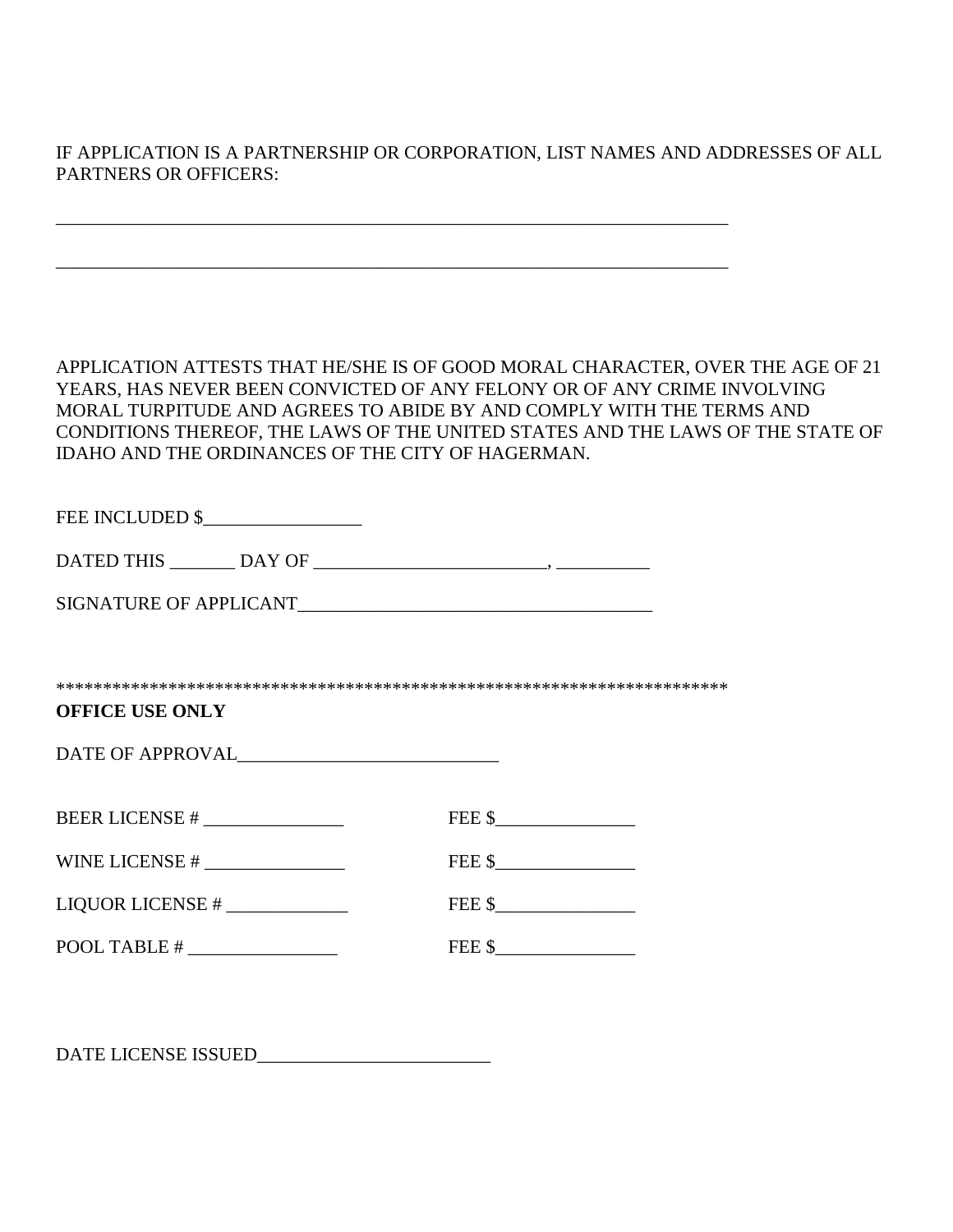IF APPLICATION IS A PARTNERSHIP OR CORPORATION, LIST NAMES AND ADDRESSES OF ALL PARTNERS OR OFFICERS:

_____________________________________________________________________________

_____________________________________________________________________________

APPLICATION ATTESTS THAT HE/SHE IS OF GOOD MORAL CHARACTER, OVER THE AGE OF 21 YEARS, HAS NEVER BEEN CONVICTED OF ANY FELONY OR OF ANY CRIME INVOLVING MORAL TURPITUDE AND AGREES TO ABIDE BY AND COMPLY WITH THE TERMS AND CONDITIONS THEREOF, THE LAWS OF THE UNITED STATES AND THE LAWS OF THE STATE OF IDAHO AND THE ORDINANCES OF THE CITY OF HAGERMAN.

FEE INCLUDED $_________________

DATED THIS _______ DAY OF ________________________, __________

SIGNATURE OF APPLICANT_____________________________________

****************************************************************************

**OFFICE USE ONLY**

DATE OF APPROVAL___________________________

| | |
|---|---|
| BEER LICENSE # _______________ | FEE $_______________ |
| WINE LICENSE # _______________ | FEE $_______________ |
| LIQUOR LICENSE # _____________ | FEE $_______________ |
| POOL TABLE # ________________ | FEE $_______________ |

DATE LICENSE ISSUED________________________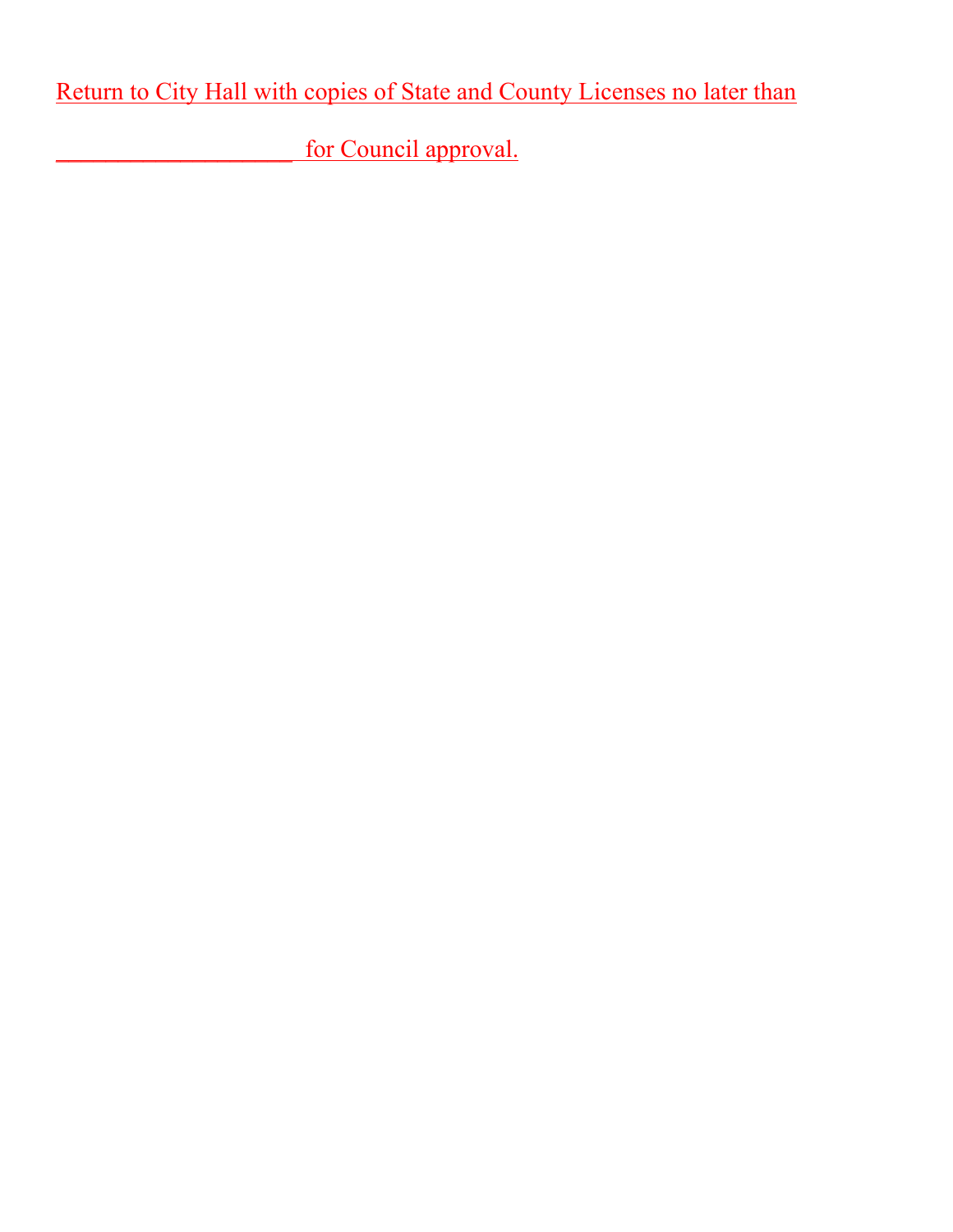Return to City Hall with copies of State and County Licenses no later than

__________________ for Council approval.